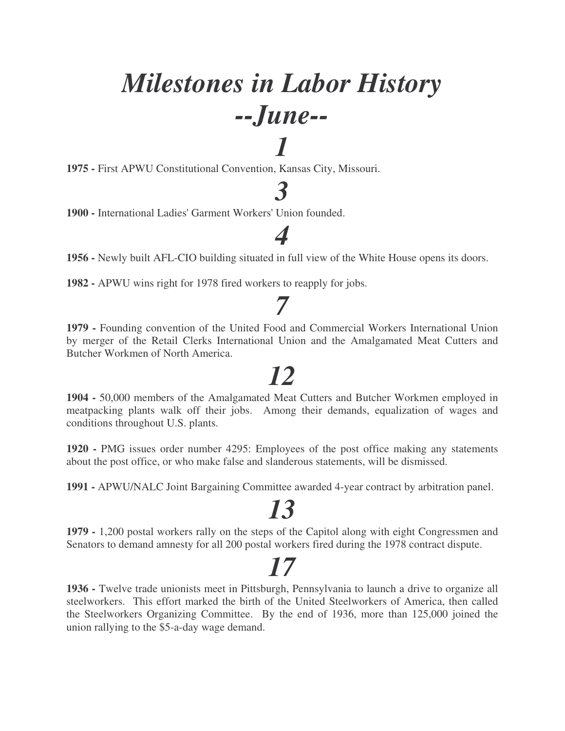# *Milestones in Labor History*
# *--June--*

## *1*

**1975 -** First APWU Constitutional Convention, Kansas City, Missouri.

## *3*

**1900 -** International Ladies' Garment Workers' Union founded.

## *4*

**1956 -** Newly built AFL-CIO building situated in full view of the White House opens its doors.

**1982 -** APWU wins right for 1978 fired workers to reapply for jobs.

## *7*

**1979 -** Founding convention of the United Food and Commercial Workers International Union by merger of the Retail Clerks International Union and the Amalgamated Meat Cutters and Butcher Workmen of North America.

## *12*

**1904 -** 50,000 members of the Amalgamated Meat Cutters and Butcher Workmen employed in meatpacking plants walk off their jobs. Among their demands, equalization of wages and conditions throughout U.S. plants.

**1920 -** PMG issues order number 4295: Employees of the post office making any statements about the post office, or who make false and slanderous statements, will be dismissed.

**1991 -** APWU/NALC Joint Bargaining Committee awarded 4-year contract by arbitration panel.

## *13*

**1979 -** 1,200 postal workers rally on the steps of the Capitol along with eight Congressmen and Senators to demand amnesty for all 200 postal workers fired during the 1978 contract dispute.

## *17*

**1936 -** Twelve trade unionists meet in Pittsburgh, Pennsylvania to launch a drive to organize all steelworkers. This effort marked the birth of the United Steelworkers of America, then called the Steelworkers Organizing Committee. By the end of 1936, more than 125,000 joined the union rallying to the $5-a-day wage demand.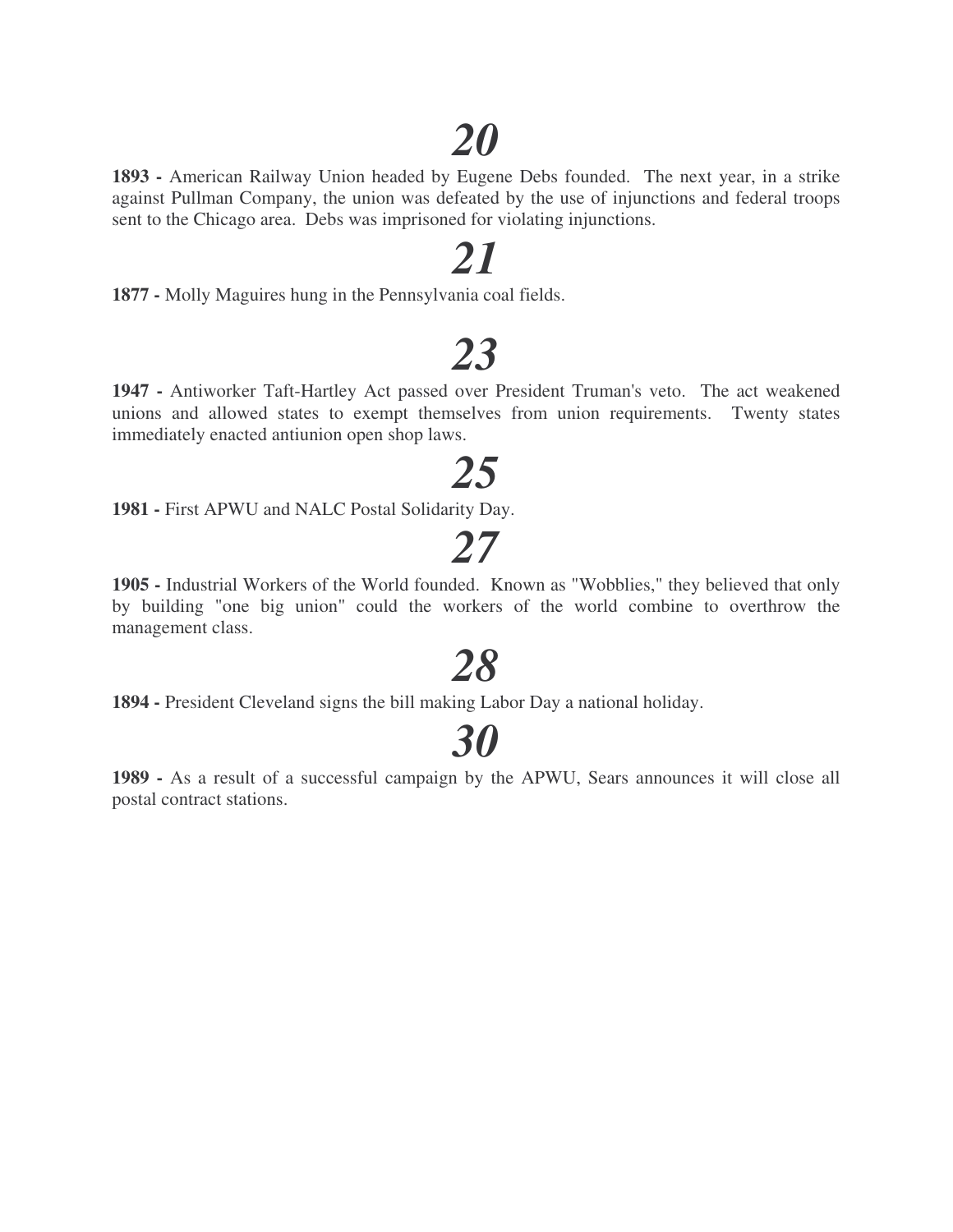# *20*

**1893 -** American Railway Union headed by Eugene Debs founded. The next year, in a strike against Pullman Company, the union was defeated by the use of injunctions and federal troops sent to the Chicago area. Debs was imprisoned for violating injunctions.

# *21*

**1877 -** Molly Maguires hung in the Pennsylvania coal fields.

# *23*

**1947 -** Antiworker Taft-Hartley Act passed over President Truman's veto. The act weakened unions and allowed states to exempt themselves from union requirements. Twenty states immediately enacted antiunion open shop laws.

# *25*

**1981 -** First APWU and NALC Postal Solidarity Day.

# *27*

**1905 -** Industrial Workers of the World founded. Known as "Wobblies," they believed that only by building "one big union" could the workers of the world combine to overthrow the management class.

# *28*

**1894 -** President Cleveland signs the bill making Labor Day a national holiday.

# *30*

**1989 -** As a result of a successful campaign by the APWU, Sears announces it will close all postal contract stations.